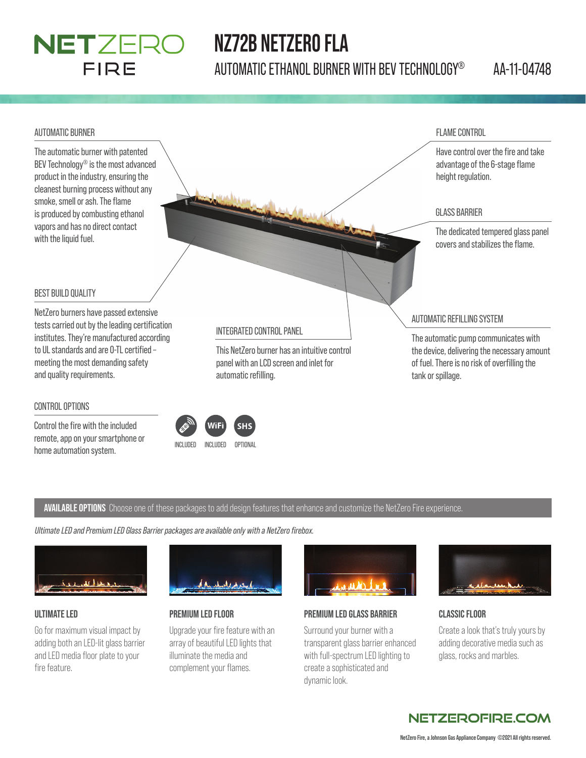# NZ72B NETZERO FLA

## AUTOMATIC ETHANOL BURNER WITH BEV TECHNOLOGY®

AA-11-04748

### AUTOMATIC BURNER

The automatic burner with patented BEV Technology® is the most advanced product in the industry, ensuring the cleanest burning process without any smoke, smell or ash. The flame is produced by combusting ethanol vapors and has no direct contact with the liquid fuel.

### FLAME CONTROL

Have control over the fire and take advantage of the 6-stage flame height regulation.

### GLASS BARRIER

The dedicated tempered glass panel covers and stabilizes the flame.

### BEST BUILD QUALITY

NetZero burners have passed extensive tests carried out by the leading certification institutes. They're manufactured according to UL standards and are O-TL certified – meeting the most demanding safety and quality requirements.

### INTEGRATED CONTROL PANEL

This NetZero burner has an intuitive control panel with an LCD screen and inlet for automatic refilling.

### AUTOMATIC REFILLING SYSTEM

The automatic pump communicates with the device, delivering the necessary amount of fuel. There is no risk of overfilling the tank or spillage.

### CONTROL OPTIONS

Control the fire with the included remote, app on your smartphone or home automation system.

| Remote | WiFi | SHS |
|---|---|---|
| INCLUDED | INCLUDED | OPTIONAL |

**AVAILABLE OPTIONS** Choose one of these packages to add design features that enhance and customize the NetZero Fire experience.

*Ultimate LED and Premium LED Glass Barrier packages are available only with a NetZero firebox.*

### ULTIMATE LED

Go for maximum visual impact by adding both an LED-lit glass barrier and LED media floor plate to your fire feature.

### PREMIUM LED FLOOR

Upgrade your fire feature with an array of beautiful LED lights that illuminate the media and complement your flames.

### PREMIUM LED GLASS BARRIER

Surround your burner with a transparent glass barrier enhanced with full-spectrum LED lighting to create a sophisticated and dynamic look.

### CLASSIC FLOOR

Create a look that's truly yours by adding decorative media such as glass, rocks and marbles.

NETZEROFIRE.COM

NetZero Fire, a Johnson Gas Appliance Company ©2021 All rights reserved.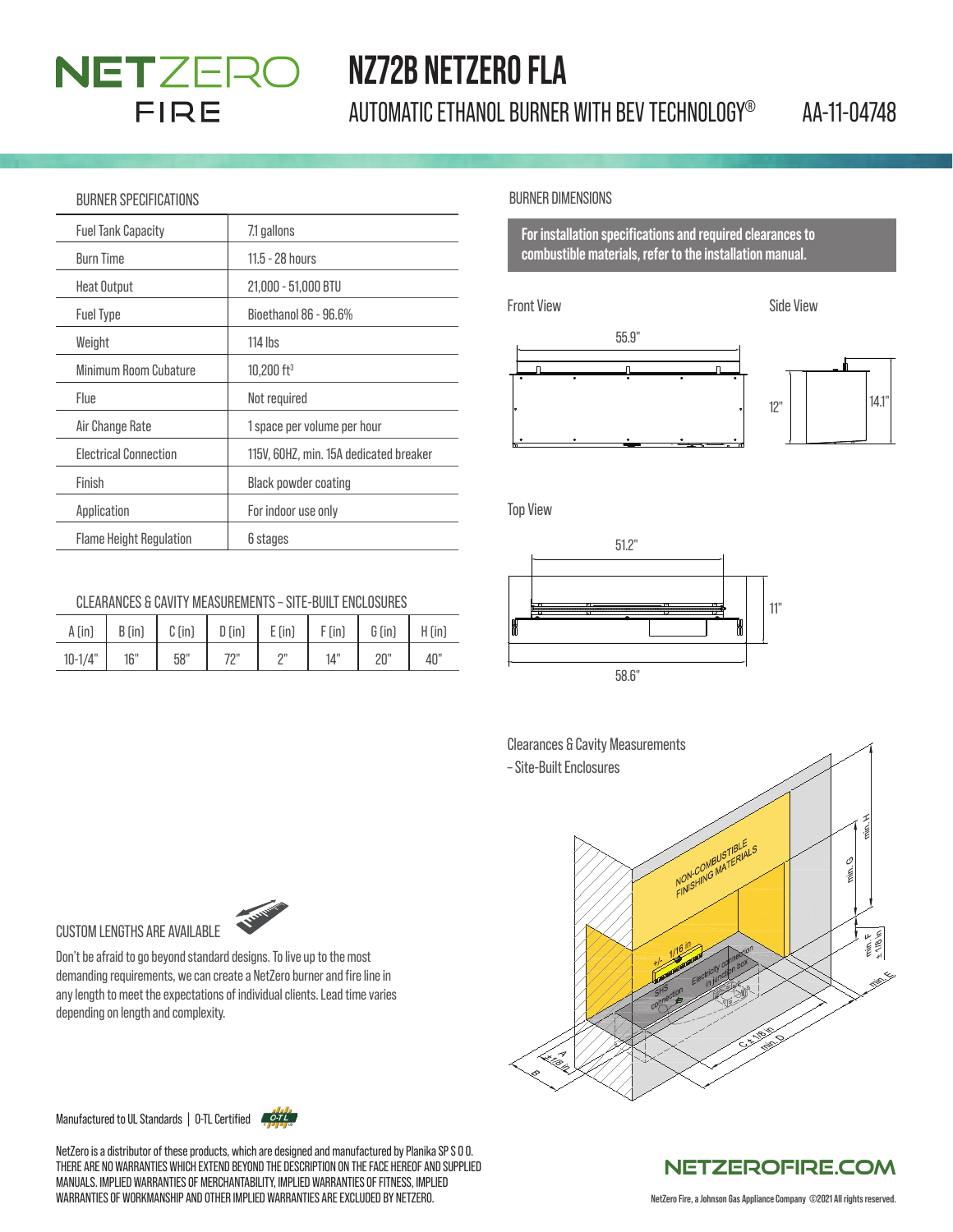NETZERO FIRE

# NZ72B NETZERO FLA

AUTOMATIC ETHANOL BURNER WITH BEV TECHNOLOGY® AA-11-04748

## BURNER SPECIFICATIONS

| | |
|---|---|
| Fuel Tank Capacity | 7.1 gallons |
| Burn Time | 11.5 - 28 hours |
| Heat Output | 21,000 - 51,000 BTU |
| Fuel Type | Bioethanol 86 - 96.6% |
| Weight | 114 lbs |
| Minimum Room Cubature | 10,200 ft³ |
| Flue | Not required |
| Air Change Rate | 1 space per volume per hour |
| Electrical Connection | 115V, 60HZ, min. 15A dedicated breaker |
| Finish | Black powder coating |
| Application | For indoor use only |
| Flame Height Regulation | 6 stages |

## CLEARANCES & CAVITY MEASUREMENTS – SITE-BUILT ENCLOSURES

| A (in) | B (in) | C (in) | D (in) | E (in) | F (in) | G (in) | H (in) |
|---|---|---|---|---|---|---|---|
| 10-1/4" | 16" | 58" | 72" | 2" | 14" | 20" | 40" |

## BURNER DIMENSIONS

**For installation specifications and required clearances to combustible materials, refer to the installation manual.**

Front View

55.9"

Side View

12"

14.1"

Top View

51.2"

11"

58.6"

Clearances & Cavity Measurements – Site-Built Enclosures

NON-COMBUSTIBLE FINISHING MATERIALS

+/- 1/16 in

SHS connection

Electricity connection in junction box

A ± 1/8 in

B

C ± 1/8 in

min. D

min. E

min. F ± 1/8 in

min. G

min. H

## CUSTOM LENGTHS ARE AVAILABLE

Don't be afraid to go beyond standard designs. To live up to the most demanding requirements, we can create a NetZero burner and fire line in any length to meet the expectations of individual clients. Lead time varies depending on length and complexity.

Manufactured to UL Standards | O-TL Certified

NetZero is a distributor of these products, which are designed and manufactured by Planika SP S O O. THERE ARE NO WARRANTIES WHICH EXTEND BEYOND THE DESCRIPTION ON THE FACE HEREOF AND SUPPLIED MANUALS. IMPLIED WARRANTIES OF MERCHANTABILITY, IMPLIED WARRANTIES OF FITNESS, IMPLIED WARRANTIES OF WORKMANSHIP AND OTHER IMPLIED WARRANTIES ARE EXCLUDED BY NETZERO.

NETZEROFIRE.COM

NetZero Fire, a Johnson Gas Appliance Company ©2021 All rights reserved.